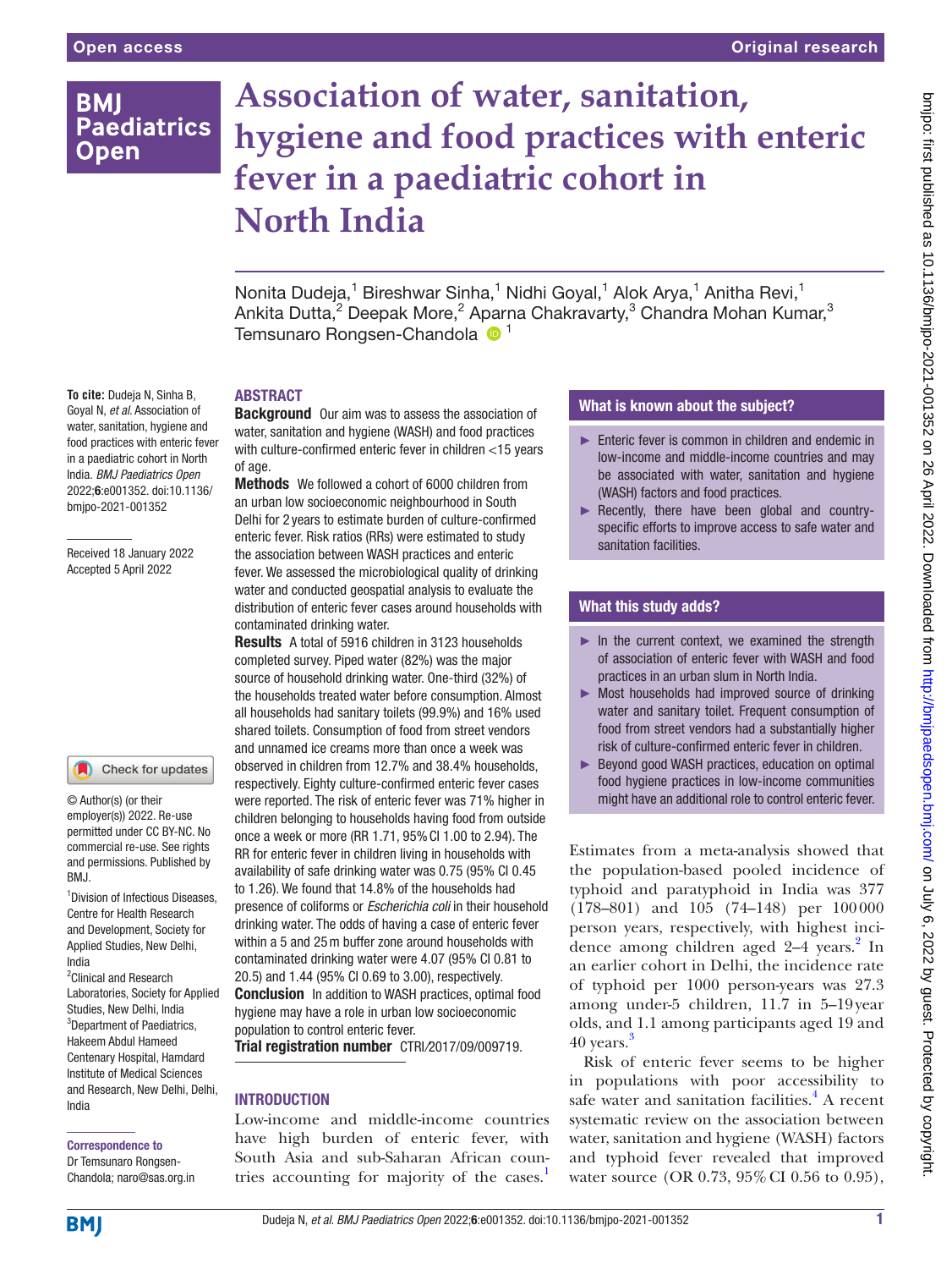# Association of water, sanitation, hygiene and food practices with enteric fever in a paediatric cohort in North India

Nonita Dudeja,[1] Bireshwar Sinha,[1] Nidhi Goyal,[1] Alok Arya,[1] Anitha Revi,[1] Ankita Dutta,[2] Deepak More,[2] Aparna Chakravarty,[3] Chandra Mohan Kumar,[3] Temsunaro Rongsen-Chandola[1]

**To cite:** Dudeja N, Sinha B, Goyal N, *et al*. Association of water, sanitation, hygiene and food practices with enteric fever in a paediatric cohort in North India. *BMJ Paediatrics Open* 2022;**6**:e001352. doi:10.1136/bmjpo-2021-001352

Received 18 January 2022
Accepted 5 April 2022

© Author(s) (or their employer(s)) 2022. Re-use permitted under CC BY-NC. No commercial re-use. See rights and permissions. Published by BMJ.

[1]Division of Infectious Diseases, Centre for Health Research and Development, Society for Applied Studies, New Delhi, India
[2]Clinical and Research Laboratories, Society for Applied Studies, New Delhi, India
[3]Department of Paediatrics, Hakeem Abdul Hameed Centenary Hospital, Hamdard Institute of Medical Sciences and Research, New Delhi, Delhi, India

**Correspondence to**
Dr Temsunaro Rongsen-Chandola; naro@sas.org.in

## ABSTRACT

**Background** Our aim was to assess the association of water, sanitation and hygiene (WASH) and food practices with culture-confirmed enteric fever in children <15 years of age.

**Methods** We followed a cohort of 6000 children from an urban low socioeconomic neighbourhood in South Delhi for 2 years to estimate burden of culture-confirmed enteric fever. Risk ratios (RRs) were estimated to study the association between WASH practices and enteric fever. We assessed the microbiological quality of drinking water and conducted geospatial analysis to evaluate the distribution of enteric fever cases around households with contaminated drinking water.

**Results** A total of 5916 children in 3123 households completed survey. Piped water (82%) was the major source of household drinking water. One-third (32%) of the households treated water before consumption. Almost all households had sanitary toilets (99.9%) and 16% used shared toilets. Consumption of food from street vendors and unnamed ice creams more than once a week was observed in children from 12.7% and 38.4% households, respectively. Eighty culture-confirmed enteric fever cases were reported. The risk of enteric fever was 71% higher in children belonging to households having food from outside once a week or more (RR 1.71, 95% CI 1.00 to 2.94). The RR for enteric fever in children living in households with availability of safe drinking water was 0.75 (95% CI 0.45 to 1.26). We found that 14.8% of the households had presence of coliforms or *Escherichia coli* in their household drinking water. The odds of having a case of enteric fever within a 5 and 25 m buffer zone around households with contaminated drinking water were 4.07 (95% CI 0.81 to 20.5) and 1.44 (95% CI 0.69 to 3.00), respectively.

**Conclusion** In addition to WASH practices, optimal food hygiene may have a role in urban low socioeconomic population to control enteric fever.

**Trial registration number** CTRI/2017/09/009719.

### What is known about the subject?

- Enteric fever is common in children and endemic in low-income and middle-income countries and may be associated with water, sanitation and hygiene (WASH) factors and food practices.
- Recently, there have been global and country-specific efforts to improve access to safe water and sanitation facilities.

### What this study adds?

- In the current context, we examined the strength of association of enteric fever with WASH and food practices in an urban slum in North India.
- Most households had improved source of drinking water and sanitary toilet. Frequent consumption of food from street vendors had a substantially higher risk of culture-confirmed enteric fever in children.
- Beyond good WASH practices, education on optimal food hygiene practices in low-income communities might have an additional role to control enteric fever.

## INTRODUCTION

Low-income and middle-income countries have high burden of enteric fever, with South Asia and sub-Saharan African countries accounting for majority of the cases.[1] Estimates from a meta-analysis showed that the population-based pooled incidence of typhoid and paratyphoid in India was 377 (178–801) and 105 (74–148) per 100 000 person years, respectively, with highest incidence among children aged 2–4 years.[2] In an earlier cohort in Delhi, the incidence rate of typhoid per 1000 person-years was 27.3 among under-5 children, 11.7 in 5–19 year olds, and 1.1 among participants aged 19 and 40 years.[3]

Risk of enteric fever seems to be higher in populations with poor accessibility to safe water and sanitation facilities.[4] A recent systematic review on the association between water, sanitation and hygiene (WASH) factors and typhoid fever revealed that improved water source (OR 0.73, 95% CI 0.56 to 0.95),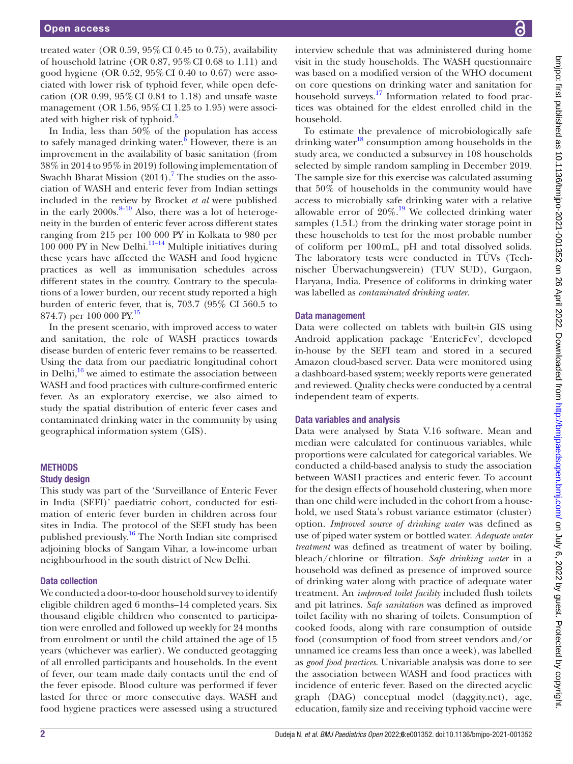treated water (OR 0.59, 95% CI 0.45 to 0.75), availability of household latrine (OR 0.87, 95% CI 0.68 to 1.11) and good hygiene (OR 0.52, 95% CI 0.40 to 0.67) were associated with lower risk of typhoid fever, while open defecation (OR 0.99, 95% CI 0.84 to 1.18) and unsafe waste management (OR 1.56, 95% CI 1.25 to 1.95) were associated with higher risk of typhoid.[5]

In India, less than 50% of the population has access to safely managed drinking water.[6] However, there is an improvement in the availability of basic sanitation (from 38% in 2014 to 95% in 2019) following implementation of Swachh Bharat Mission (2014).[7] The studies on the association of WASH and enteric fever from Indian settings included in the review by Brocket *et al* were published in the early 2000s.[8–10] Also, there was a lot of heterogeneity in the burden of enteric fever across different states ranging from 215 per 100 000 PY in Kolkata to 980 per 100 000 PY in New Delhi.[11–14] Multiple initiatives during these years have affected the WASH and food hygiene practices as well as immunisation schedules across different states in the country. Contrary to the speculations of a lower burden, our recent study reported a high burden of enteric fever, that is, 703.7 (95% CI 560.5 to 874.7) per 100 000 PY.[15]

In the present scenario, with improved access to water and sanitation, the role of WASH practices towards disease burden of enteric fever remains to be reasserted. Using the data from our paediatric longitudinal cohort in Delhi,[16] we aimed to estimate the association between WASH and food practices with culture-confirmed enteric fever. As an exploratory exercise, we also aimed to study the spatial distribution of enteric fever cases and contaminated drinking water in the community by using geographical information system (GIS).

## METHODS

### Study design

This study was part of the 'Surveillance of Enteric Fever in India (SEFI)' paediatric cohort, conducted for estimation of enteric fever burden in children across four sites in India. The protocol of the SEFI study has been published previously.[16] The North Indian site comprised adjoining blocks of Sangam Vihar, a low-income urban neighbourhood in the south district of New Delhi.

### Data collection

We conducted a door-to-door household survey to identify eligible children aged 6 months–14 completed years. Six thousand eligible children who consented to participation were enrolled and followed up weekly for 24 months from enrolment or until the child attained the age of 15 years (whichever was earlier). We conducted geotagging of all enrolled participants and households. In the event of fever, our team made daily contacts until the end of the fever episode. Blood culture was performed if fever lasted for three or more consecutive days. WASH and food hygiene practices were assessed using a structured interview schedule that was administered during home visit in the study households. The WASH questionnaire was based on a modified version of the WHO document on core questions on drinking water and sanitation for household surveys.[17] Information related to food practices was obtained for the eldest enrolled child in the household.

To estimate the prevalence of microbiologically safe drinking water[18] consumption among households in the study area, we conducted a subsurvey in 108 households selected by simple random sampling in December 2019. The sample size for this exercise was calculated assuming that 50% of households in the community would have access to microbially safe drinking water with a relative allowable error of 20%.[19] We collected drinking water samples (1.5 L) from the drinking water storage point in these households to test for the most probable number of coliform per 100 mL, pH and total dissolved solids. The laboratory tests were conducted in TÜVs (Technischer Überwachungsverein) (TUV SUD), Gurgaon, Haryana, India. Presence of coliforms in drinking water was labelled as *contaminated drinking water*.

### Data management

Data were collected on tablets with built-in GIS using Android application package 'EntericFev', developed in-house by the SEFI team and stored in a secured Amazon cloud-based server. Data were monitored using a dashboard-based system; weekly reports were generated and reviewed. Quality checks were conducted by a central independent team of experts.

### Data variables and analysis

Data were analysed by Stata V.16 software. Mean and median were calculated for continuous variables, while proportions were calculated for categorical variables. We conducted a child-based analysis to study the association between WASH practices and enteric fever. To account for the design effects of household clustering, when more than one child were included in the cohort from a household, we used Stata's robust variance estimator (cluster) option. *Improved source of drinking water* was defined as use of piped water system or bottled water. *Adequate water treatment* was defined as treatment of water by boiling, bleach/chlorine or filtration. *Safe drinking water* in a household was defined as presence of improved source of drinking water along with practice of adequate water treatment. An *improved toilet facility* included flush toilets and pit latrines. *Safe sanitation* was defined as improved toilet facility with no sharing of toilets. Consumption of cooked foods, along with rare consumption of outside food (consumption of food from street vendors and/or unnamed ice creams less than once a week), was labelled as *good food practices*. Univariable analysis was done to see the association between WASH and food practices with incidence of enteric fever. Based on the directed acyclic graph (DAG) conceptual model (daggity.net), age, education, family size and receiving typhoid vaccine were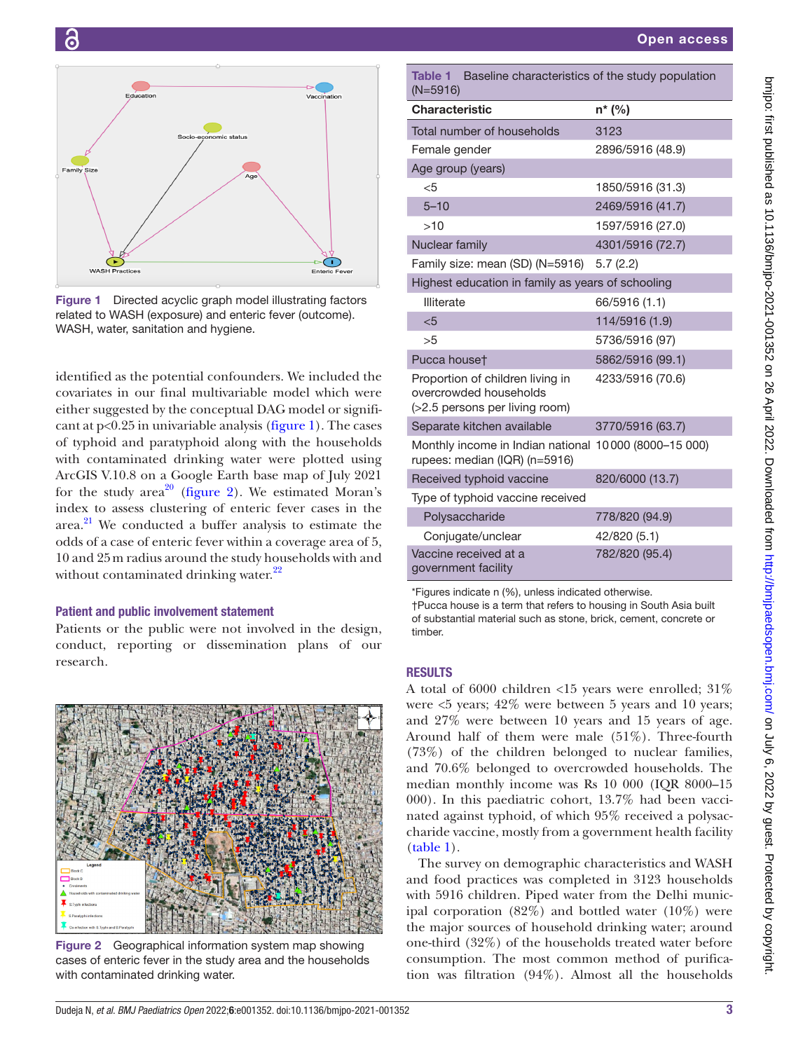Figure 1 Directed acyclic graph model illustrating factors related to WASH (exposure) and enteric fever (outcome). WASH, water, sanitation and hygiene.

identified as the potential confounders. We included the covariates in our final multivariable model which were either suggested by the conceptual DAG model or significant at p<0.25 in univariable analysis (figure 1). The cases of typhoid and paratyphoid along with the households with contaminated drinking water were plotted using ArcGIS V.10.8 on a Google Earth base map of July 2021 for the study area[20] (figure 2). We estimated Moran's index to assess clustering of enteric fever cases in the area.[21] We conducted a buffer analysis to estimate the odds of a case of enteric fever within a coverage area of 5, 10 and 25 m radius around the study households with and without contaminated drinking water.[22]

### Patient and public involvement statement

Patients or the public were not involved in the design, conduct, reporting or dissemination plans of our research.

Figure 2 Geographical information system map showing cases of enteric fever in the study area and the households with contaminated drinking water.

**Table 1** Baseline characteristics of the study population (N=5916)

| Characteristic | n* (%) |
|---|---|
| Total number of households | 3123 |
| Female gender | 2896/5916 (48.9) |
| Age group (years) | |
| <5 | 1850/5916 (31.3) |
| 5–10 | 2469/5916 (41.7) |
| >10 | 1597/5916 (27.0) |
| Nuclear family | 4301/5916 (72.7) |
| Family size: mean (SD) (N=5916) | 5.7 (2.2) |
| Highest education in family as years of schooling | |
| Illiterate | 66/5916 (1.1) |
| <5 | 114/5916 (1.9) |
| >5 | 5736/5916 (97) |
| Pucca house† | 5862/5916 (99.1) |
| Proportion of children living in overcrowded households (>2.5 persons per living room) | 4233/5916 (70.6) |
| Separate kitchen available | 3770/5916 (63.7) |
| Monthly income in Indian national rupees: median (IQR) (n=5916) | 10 000 (8000–15 000) |
| Received typhoid vaccine | 820/6000 (13.7) |
| Type of typhoid vaccine received | |
| Polysaccharide | 778/820 (94.9) |
| Conjugate/unclear | 42/820 (5.1) |
| Vaccine received at a government facility | 782/820 (95.4) |

*Figures indicate n (%), unless indicated otherwise.
†Pucca house is a term that refers to housing in South Asia built of substantial material such as stone, brick, cement, concrete or timber.

## RESULTS

A total of 6000 children <15 years were enrolled; 31% were <5 years; 42% were between 5 years and 10 years; and 27% were between 10 years and 15 years of age. Around half of them were male (51%). Three-fourth (73%) of the children belonged to nuclear families, and 70.6% belonged to overcrowded households. The median monthly income was Rs 10 000 (IQR 8000–15 000). In this paediatric cohort, 13.7% had been vaccinated against typhoid, of which 95% received a polysaccharide vaccine, mostly from a government health facility (table 1).

The survey on demographic characteristics and WASH and food practices was completed in 3123 households with 5916 children. Piped water from the Delhi municipal corporation (82%) and bottled water (10%) were the major sources of household drinking water; around one-third (32%) of the households treated water before consumption. The most common method of purification was filtration (94%). Almost all the households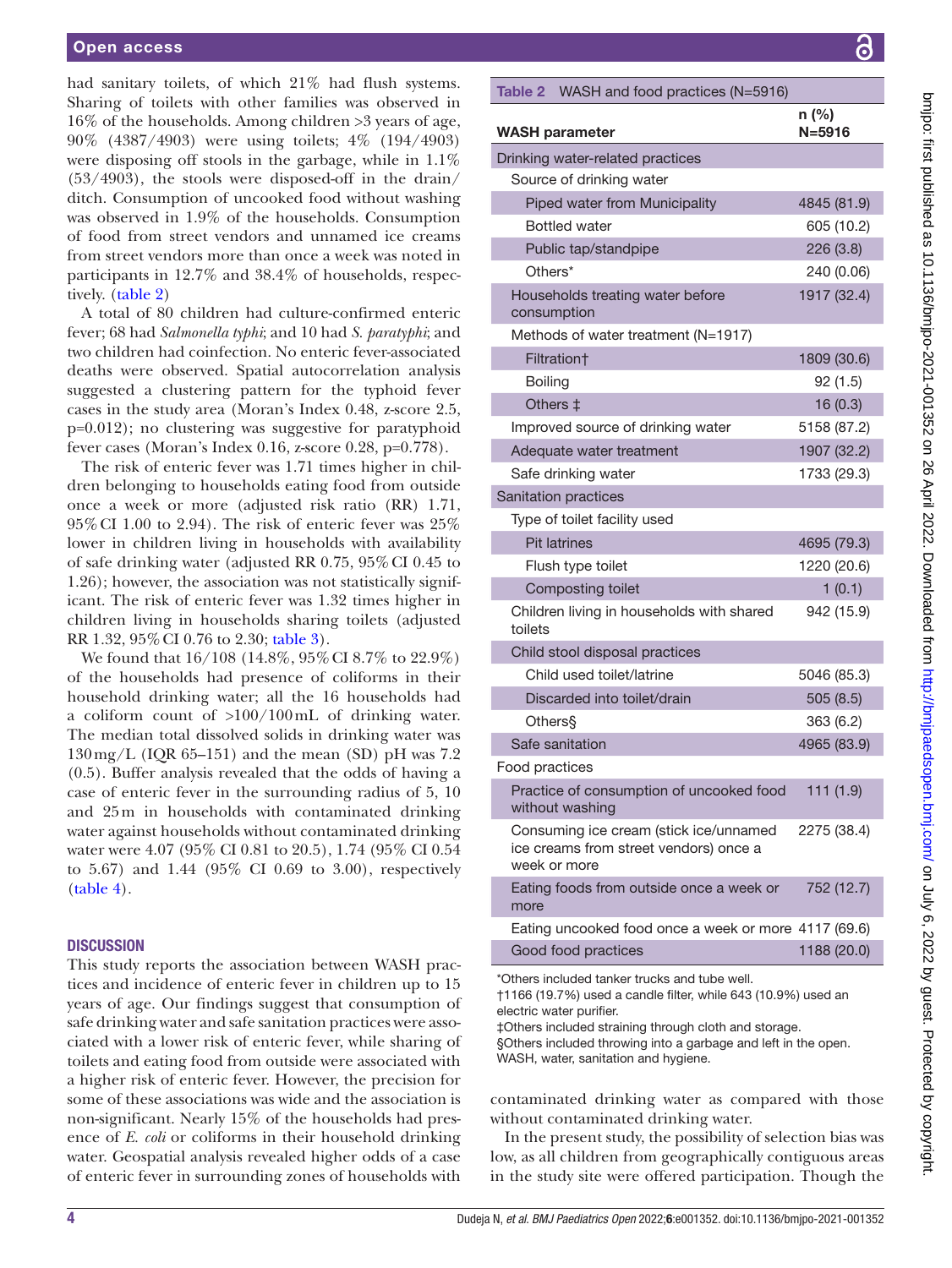had sanitary toilets, of which 21% had flush systems. Sharing of toilets with other families was observed in 16% of the households. Among children >3 years of age, 90% (4387/4903) were using toilets; 4% (194/4903) were disposing off stools in the garbage, while in 1.1% (53/4903), the stools were disposed-off in the drain/ditch. Consumption of uncooked food without washing was observed in 1.9% of the households. Consumption of food from street vendors and unnamed ice creams from street vendors more than once a week was noted in participants in 12.7% and 38.4% of households, respectively. (table 2)

A total of 80 children had culture-confirmed enteric fever; 68 had *Salmonella typhi*; and 10 had *S. paratyphi*; and two children had coinfection. No enteric fever-associated deaths were observed. Spatial autocorrelation analysis suggested a clustering pattern for the typhoid fever cases in the study area (Moran's Index 0.48, z-score 2.5, p=0.012); no clustering was suggestive for paratyphoid fever cases (Moran's Index 0.16, z-score 0.28, p=0.778).

The risk of enteric fever was 1.71 times higher in children belonging to households eating food from outside once a week or more (adjusted risk ratio (RR) 1.71, 95% CI 1.00 to 2.94). The risk of enteric fever was 25% lower in children living in households with availability of safe drinking water (adjusted RR 0.75, 95% CI 0.45 to 1.26); however, the association was not statistically significant. The risk of enteric fever was 1.32 times higher in children living in households sharing toilets (adjusted RR 1.32, 95% CI 0.76 to 2.30; table 3).

We found that 16/108 (14.8%, 95% CI 8.7% to 22.9%) of the households had presence of coliforms in their household drinking water; all the 16 households had a coliform count of >100/100 mL of drinking water. The median total dissolved solids in drinking water was 130 mg/L (IQR 65–151) and the mean (SD) pH was 7.2 (0.5). Buffer analysis revealed that the odds of having a case of enteric fever in the surrounding radius of 5, 10 and 25 m in households with contaminated drinking water against households without contaminated drinking water were 4.07 (95% CI 0.81 to 20.5), 1.74 (95% CI 0.54 to 5.67) and 1.44 (95% CI 0.69 to 3.00), respectively (table 4).

Table 2 WASH and food practices (N=5916)

| WASH parameter | n (%) N=5916 |
|---|---|
| **Drinking water-related practices** | |
| Source of drinking water | |
| Piped water from Municipality | 4845 (81.9) |
| Bottled water | 605 (10.2) |
| Public tap/standpipe | 226 (3.8) |
| Others* | 240 (0.06) |
| Households treating water before consumption | 1917 (32.4) |
| Methods of water treatment (N=1917) | |
| Filtration† | 1809 (30.6) |
| Boiling | 92 (1.5) |
| Others ‡ | 16 (0.3) |
| Improved source of drinking water | 5158 (87.2) |
| Adequate water treatment | 1907 (32.2) |
| Safe drinking water | 1733 (29.3) |
| **Sanitation practices** | |
| Type of toilet facility used | |
| Pit latrines | 4695 (79.3) |
| Flush type toilet | 1220 (20.6) |
| Composting toilet | 1 (0.1) |
| Children living in households with shared toilets | 942 (15.9) |
| Child stool disposal practices | |
| Child used toilet/latrine | 5046 (85.3) |
| Discarded into toilet/drain | 505 (8.5) |
| Others§ | 363 (6.2) |
| Safe sanitation | 4965 (83.9) |
| **Food practices** | |
| Practice of consumption of uncooked food without washing | 111 (1.9) |
| Consuming ice cream (stick ice/unnamed ice creams from street vendors) once a week or more | 2275 (38.4) |
| Eating foods from outside once a week or more | 752 (12.7) |
| Eating uncooked food once a week or more | 4117 (69.6) |
| Good food practices | 1188 (20.0) |

*Others included tanker trucks and tube well.
†1166 (19.7%) used a candle filter, while 643 (10.9%) used an electric water purifier.
‡Others included straining through cloth and storage.
§Others included throwing into a garbage and left in the open.
WASH, water, sanitation and hygiene.

## DISCUSSION

This study reports the association between WASH practices and incidence of enteric fever in children up to 15 years of age. Our findings suggest that consumption of safe drinking water and safe sanitation practices were associated with a lower risk of enteric fever, while sharing of toilets and eating food from outside were associated with a higher risk of enteric fever. However, the precision for some of these associations was wide and the association is non-significant. Nearly 15% of the households had presence of *E. coli* or coliforms in their household drinking water. Geospatial analysis revealed higher odds of a case of enteric fever in surrounding zones of households with contaminated drinking water as compared with those without contaminated drinking water.

In the present study, the possibility of selection bias was low, as all children from geographically contiguous areas in the study site were offered participation. Though the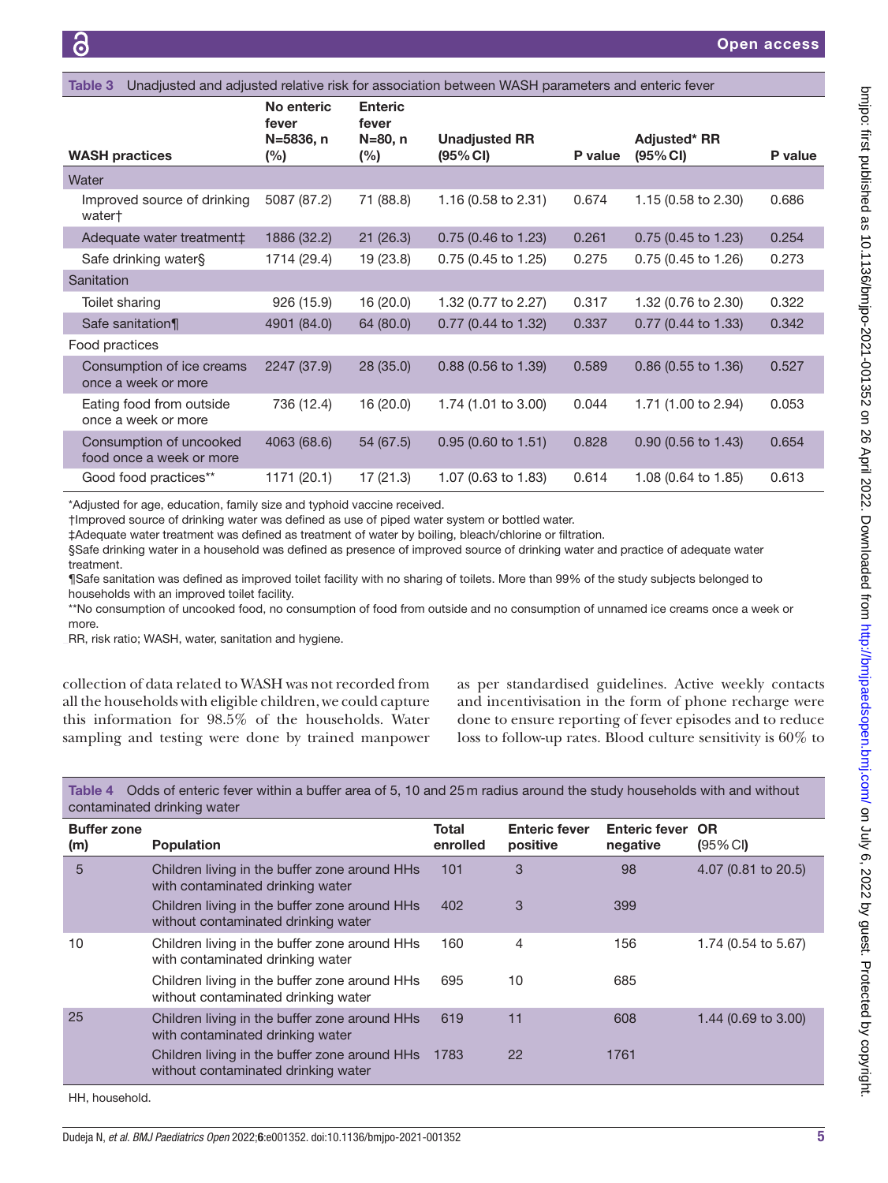Table 3 Unadjusted and adjusted relative risk for association between WASH parameters and enteric fever

| WASH practices | No enteric fever N=5836, n (%) | Enteric fever N=80, n (%) | Unadjusted RR (95% CI) | P value | Adjusted* RR (95% CI) | P value |
|---|---|---|---|---|---|---|
| Water | | | | | | |
| Improved source of drinking water† | 5087 (87.2) | 71 (88.8) | 1.16 (0.58 to 2.31) | 0.674 | 1.15 (0.58 to 2.30) | 0.686 |
| Adequate water treatment‡ | 1886 (32.2) | 21 (26.3) | 0.75 (0.46 to 1.23) | 0.261 | 0.75 (0.45 to 1.23) | 0.254 |
| Safe drinking water§ | 1714 (29.4) | 19 (23.8) | 0.75 (0.45 to 1.25) | 0.275 | 0.75 (0.45 to 1.26) | 0.273 |
| Sanitation | | | | | | |
| Toilet sharing | 926 (15.9) | 16 (20.0) | 1.32 (0.77 to 2.27) | 0.317 | 1.32 (0.76 to 2.30) | 0.322 |
| Safe sanitation¶ | 4901 (84.0) | 64 (80.0) | 0.77 (0.44 to 1.32) | 0.337 | 0.77 (0.44 to 1.33) | 0.342 |
| Food practices | | | | | | |
| Consumption of ice creams once a week or more | 2247 (37.9) | 28 (35.0) | 0.88 (0.56 to 1.39) | 0.589 | 0.86 (0.55 to 1.36) | 0.527 |
| Eating food from outside once a week or more | 736 (12.4) | 16 (20.0) | 1.74 (1.01 to 3.00) | 0.044 | 1.71 (1.00 to 2.94) | 0.053 |
| Consumption of uncooked food once a week or more | 4063 (68.6) | 54 (67.5) | 0.95 (0.60 to 1.51) | 0.828 | 0.90 (0.56 to 1.43) | 0.654 |
| Good food practices** | 1171 (20.1) | 17 (21.3) | 1.07 (0.63 to 1.83) | 0.614 | 1.08 (0.64 to 1.85) | 0.613 |

*Adjusted for age, education, family size and typhoid vaccine received.
†Improved source of drinking water was defined as use of piped water system or bottled water.
‡Adequate water treatment was defined as treatment of water by boiling, bleach/chlorine or filtration.
§Safe drinking water in a household was defined as presence of improved source of drinking water and practice of adequate water treatment.
¶Safe sanitation was defined as improved toilet facility with no sharing of toilets. More than 99% of the study subjects belonged to households with an improved toilet facility.
**No consumption of uncooked food, no consumption of food from outside and no consumption of unnamed ice creams once a week or more.
RR, risk ratio; WASH, water, sanitation and hygiene.

collection of data related to WASH was not recorded from all the households with eligible children, we could capture this information for 98.5% of the households. Water sampling and testing were done by trained manpower as per standardised guidelines. Active weekly contacts and incentivisation in the form of phone recharge were done to ensure reporting of fever episodes and to reduce loss to follow-up rates. Blood culture sensitivity is 60% to

Table 4 Odds of enteric fever within a buffer area of 5, 10 and 25 m radius around the study households with and without contaminated drinking water

| Buffer zone (m) | Population | Total enrolled | Enteric fever positive | Enteric fever negative | OR (95% CI) |
|---|---|---|---|---|---|
| 5 | Children living in the buffer zone around HHs with contaminated drinking water | 101 | 3 | 98 | 4.07 (0.81 to 20.5) |
| | Children living in the buffer zone around HHs without contaminated drinking water | 402 | 3 | 399 | |
| 10 | Children living in the buffer zone around HHs with contaminated drinking water | 160 | 4 | 156 | 1.74 (0.54 to 5.67) |
| | Children living in the buffer zone around HHs without contaminated drinking water | 695 | 10 | 685 | |
| 25 | Children living in the buffer zone around HHs with contaminated drinking water | 619 | 11 | 608 | 1.44 (0.69 to 3.00) |
| | Children living in the buffer zone around HHs without contaminated drinking water | 1783 | 22 | 1761 | |

HH, household.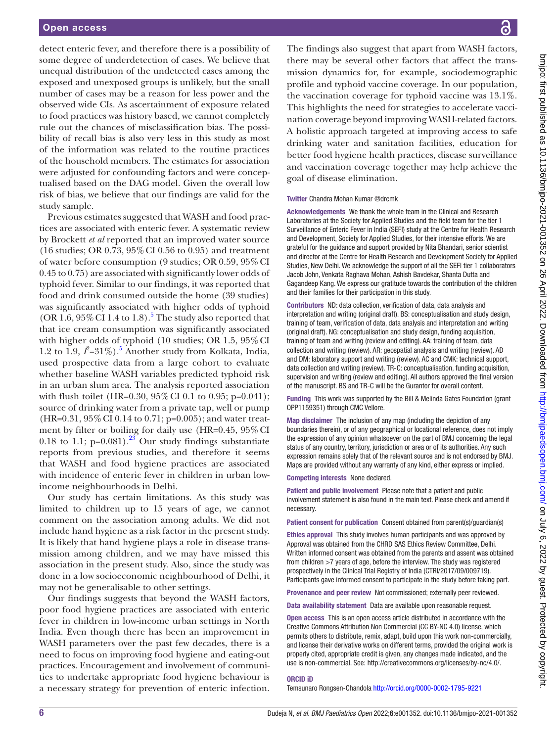detect enteric fever, and therefore there is a possibility of some degree of underdetection of cases. We believe that unequal distribution of the undetected cases among the exposed and unexposed groups is unlikely, but the small number of cases may be a reason for less power and the observed wide CIs. As ascertainment of exposure related to food practices was history based, we cannot completely rule out the chances of misclassification bias. The possibility of recall bias is also very less in this study as most of the information was related to the routine practices of the household members. The estimates for association were adjusted for confounding factors and were conceptualised based on the DAG model. Given the overall low risk of bias, we believe that our findings are valid for the study sample.

Previous estimates suggested that WASH and food practices are associated with enteric fever. A systematic review by Brockett *et al* reported that an improved water source (16 studies; OR 0.73, 95% CI 0.56 to 0.95) and treatment of water before consumption (9 studies; OR 0.59, 95% CI 0.45 to 0.75) are associated with significantly lower odds of typhoid fever. Similar to our findings, it was reported that food and drink consumed outside the home (39 studies) was significantly associated with higher odds of typhoid (OR 1.6, 95% CI 1.4 to 1.8).[5] The study also reported that that ice cream consumption was significantly associated with higher odds of typhoid (10 studies; OR 1.5, 95% CI 1.2 to 1.9, $I^2$=31%).[5] Another study from Kolkata, India, used prospective data from a large cohort to evaluate whether baseline WASH variables predicted typhoid risk in an urban slum area. The analysis reported association with flush toilet (HR=0.30, 95% CI 0.1 to 0.95; p=0.041); source of drinking water from a private tap, well or pump (HR=0.31, 95% CI 0.14 to 0.71; p=0.005); and water treatment by filter or boiling for daily use (HR=0.45, 95% CI 0.18 to 1.1; p=0.081).[23] Our study findings substantiate reports from previous studies, and therefore it seems that WASH and food hygiene practices are associated with incidence of enteric fever in children in urban low-income neighbourhoods in Delhi.

Our study has certain limitations. As this study was limited to children up to 15 years of age, we cannot comment on the association among adults. We did not include hand hygiene as a risk factor in the present study. It is likely that hand hygiene plays a role in disease transmission among children, and we may have missed this association in the present study. Also, since the study was done in a low socioeconomic neighbourhood of Delhi, it may not be generalisable to other settings.

Our findings suggests that beyond the WASH factors, poor food hygiene practices are associated with enteric fever in children in low-income urban settings in North India. Even though there has been an improvement in WASH parameters over the past few decades, there is a need to focus on improving food hygiene and eating-out practices. Encouragement and involvement of communities to undertake appropriate food hygiene behaviour is a necessary strategy for prevention of enteric infection.

The findings also suggest that apart from WASH factors, there may be several other factors that affect the transmission dynamics for, for example, sociodemographic profile and typhoid vaccine coverage. In our population, the vaccination coverage for typhoid vaccine was 13.1%. This highlights the need for strategies to accelerate vaccination coverage beyond improving WASH-related factors. A holistic approach targeted at improving access to safe drinking water and sanitation facilities, education for better food hygiene health practices, disease surveillance and vaccination coverage together may help achieve the goal of disease elimination.

**Twitter** Chandra Mohan Kumar @drcmk

**Acknowledgements** We thank the whole team in the Clinical and Research Laboratories at the Society for Applied Studies and the field team for the tier 1 Surveillance of Enteric Fever in India (SEFI) study at the Centre for Health Research and Development, Society for Applied Studies, for their intensive efforts. We are grateful for the guidance and support provided by Nita Bhandari, senior scientist and director at the Centre for Health Research and Development Society for Applied Studies, New Delhi. We acknowledge the support of all the SEFI tier 1 collaborators Jacob John, Venkata Raghava Mohan, Ashish Bavdekar, Shanta Dutta and Gagandeep Kang. We express our gratitude towards the contribution of the children and their families for their participation in this study.

**Contributors** ND: data collection, verification of data, data analysis and interpretation and writing (original draft). BS: conceptualisation and study design, training of team, verification of data, data analysis and interpretation and writing (original draft). NG: conceptualisation and study design, funding acquisition, training of team and writing (review and editing). AA: training of team, data collection and writing (review). AR: geospatial analysis and writing (review). AD and DM: laboratory support and writing (review). AC and CMK: technical support, data collection and writing (review). TR-C: conceptualisation, funding acquisition, supervision and writing (review and editing). All authors approved the final version of the manuscript. BS and TR-C will be the Gurantor for overall content.

**Funding** This work was supported by the Bill & Melinda Gates Foundation (grant OPP1159351) through CMC Vellore.

**Map disclaimer** The inclusion of any map (including the depiction of any boundaries therein), or of any geographical or locational reference, does not imply the expression of any opinion whatsoever on the part of BMJ concerning the legal status of any country, territory, jurisdiction or area or of its authorities. Any such expression remains solely that of the relevant source and is not endorsed by BMJ. Maps are provided without any warranty of any kind, either express or implied.

**Competing interests** None declared.

**Patient and public involvement** Please note that a patient and public involvement statement is also found in the main text. Please check and amend if necessary.

**Patient consent for publication** Consent obtained from parent(s)/guardian(s)

**Ethics approval** This study involves human participants and was approved by Approval was obtained from the CHRD SAS Ethics Review Committee, Delhi. Written informed consent was obtained from the parents and assent was obtained from children >7 years of age, before the interview. The study was registered prospectively in the Clinical Trial Registry of India (CTRI/2017/09/009719). Participants gave informed consent to participate in the study before taking part.

**Provenance and peer review** Not commissioned; externally peer reviewed.

**Data availability statement** Data are available upon reasonable request.

**Open access** This is an open access article distributed in accordance with the Creative Commons Attribution Non Commercial (CC BY-NC 4.0) license, which permits others to distribute, remix, adapt, build upon this work non-commercially, and license their derivative works on different terms, provided the original work is properly cited, appropriate credit is given, any changes made indicated, and the use is non-commercial. See: http://creativecommons.org/licenses/by-nc/4.0/.

**ORCID iD**

Temsunaro Rongsen-Chandola http://orcid.org/0000-0002-1795-9221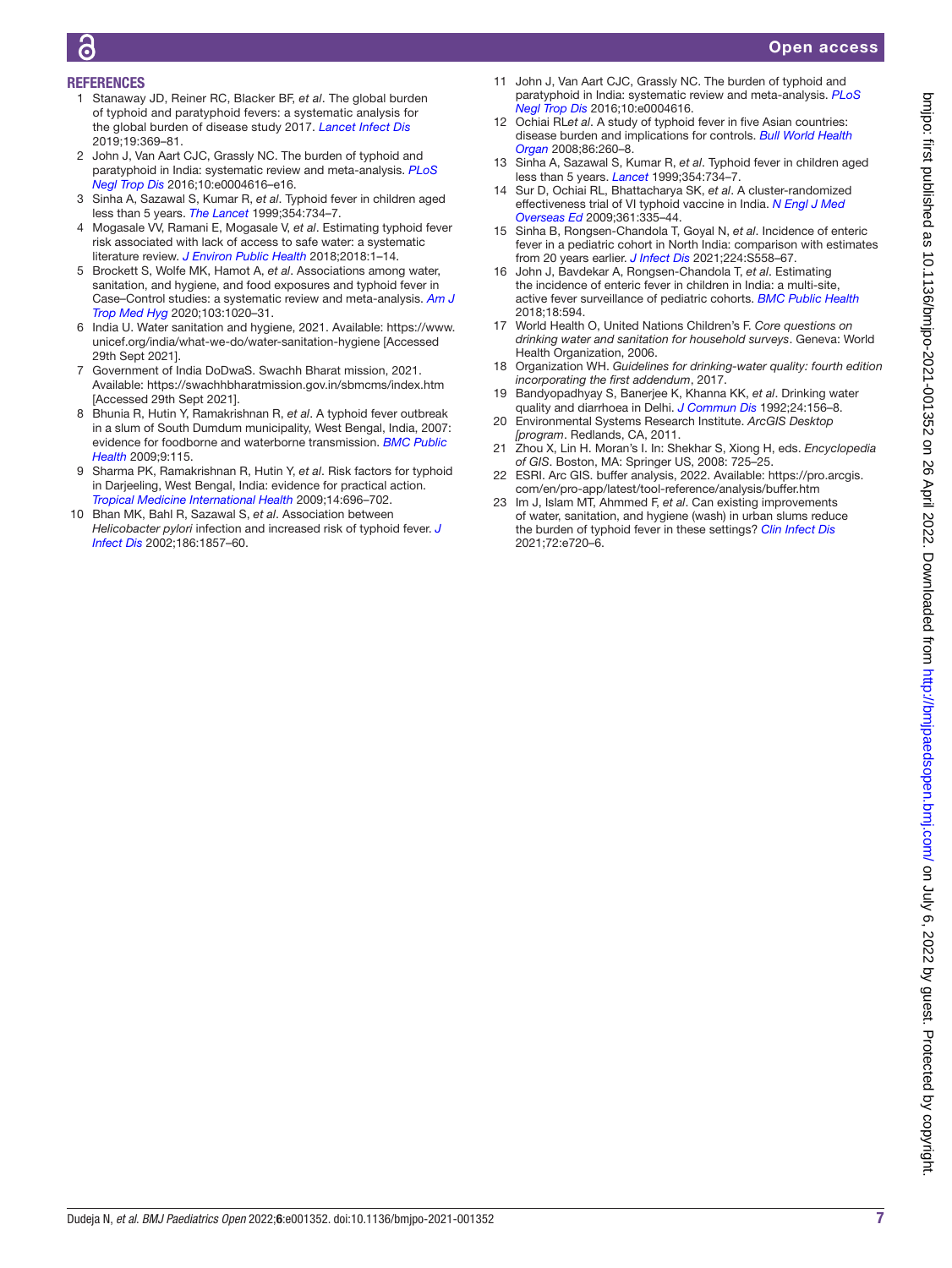## REFERENCES

1. Stanaway JD, Reiner RC, Blacker BF, *et al*. The global burden of typhoid and paratyphoid fevers: a systematic analysis for the global burden of disease study 2017. *Lancet Infect Dis* 2019;19:369–81.
2. John J, Van Aart CJC, Grassly NC. The burden of typhoid and paratyphoid in India: systematic review and meta-analysis. *PLoS Negl Trop Dis* 2016;10:e0004616–e16.
3. Sinha A, Sazawal S, Kumar R, *et al*. Typhoid fever in children aged less than 5 years. *The Lancet* 1999;354:734–7.
4. Mogasale VV, Ramani E, Mogasale V, *et al*. Estimating typhoid fever risk associated with lack of access to safe water: a systematic literature review. *J Environ Public Health* 2018;2018:1–14.
5. Brockett S, Wolfe MK, Hamot A, *et al*. Associations among water, sanitation, and hygiene, and food exposures and typhoid fever in Case–Control studies: a systematic review and meta-analysis. *Am J Trop Med Hyg* 2020;103:1020–31.
6. India U. Water sanitation and hygiene, 2021. Available: https://www.unicef.org/india/what-we-do/water-sanitation-hygiene [Accessed 29th Sept 2021].
7. Government of India DoDwaS. Swachh Bharat mission, 2021. Available: https://swachhbharatmission.gov.in/sbmcms/index.htm [Accessed 29th Sept 2021].
8. Bhunia R, Hutin Y, Ramakrishnan R, *et al*. A typhoid fever outbreak in a slum of South Dumdum municipality, West Bengal, India, 2007: evidence for foodborne and waterborne transmission. *BMC Public Health* 2009;9:115.
9. Sharma PK, Ramakrishnan R, Hutin Y, *et al*. Risk factors for typhoid in Darjeeling, West Bengal, India: evidence for practical action. *Tropical Medicine International Health* 2009;14:696–702.
10. Bhan MK, Bahl R, Sazawal S, *et al*. Association between *Helicobacter pylori* infection and increased risk of typhoid fever. *J Infect Dis* 2002;186:1857–60.
11. John J, Van Aart CJC, Grassly NC. The burden of typhoid and paratyphoid in India: systematic review and meta-analysis. *PLoS Negl Trop Dis* 2016;10:e0004616.
12. Ochiai RL*et al*. A study of typhoid fever in five Asian countries: disease burden and implications for controls. *Bull World Health Organ* 2008;86:260–8.
13. Sinha A, Sazawal S, Kumar R, *et al*. Typhoid fever in children aged less than 5 years. *Lancet* 1999;354:734–7.
14. Sur D, Ochiai RL, Bhattacharya SK, *et al*. A cluster-randomized effectiveness trial of VI typhoid vaccine in India. *N Engl J Med Overseas Ed* 2009;361:335–44.
15. Sinha B, Rongsen-Chandola T, Goyal N, *et al*. Incidence of enteric fever in a pediatric cohort in North India: comparison with estimates from 20 years earlier. *J Infect Dis* 2021;224:S558–67.
16. John J, Bavdekar A, Rongsen-Chandola T, *et al*. Estimating the incidence of enteric fever in children in India: a multi-site, active fever surveillance of pediatric cohorts. *BMC Public Health* 2018;18:594.
17. World Health O, United Nations Children's F. *Core questions on drinking water and sanitation for household surveys*. Geneva: World Health Organization, 2006.
18. Organization WH. *Guidelines for drinking-water quality: fourth edition incorporating the first addendum*, 2017.
19. Bandyopadhyay S, Banerjee K, Khanna KK, *et al*. Drinking water quality and diarrhoea in Delhi. *J Commun Dis* 1992;24:156–8.
20. Environmental Systems Research Institute. *ArcGIS Desktop [program*. Redlands, CA, 2011.
21. Zhou X, Lin H. Moran's I. In: Shekhar S, Xiong H, eds. *Encyclopedia of GIS*. Boston, MA: Springer US, 2008: 725–25.
22. ESRI. Arc GIS. buffer analysis, 2022. Available: https://pro.arcgis.com/en/pro-app/latest/tool-reference/analysis/buffer.htm
23. Im J, Islam MT, Ahmmed F, *et al*. Can existing improvements of water, sanitation, and hygiene (wash) in urban slums reduce the burden of typhoid fever in these settings? *Clin Infect Dis* 2021;72:e720–6.